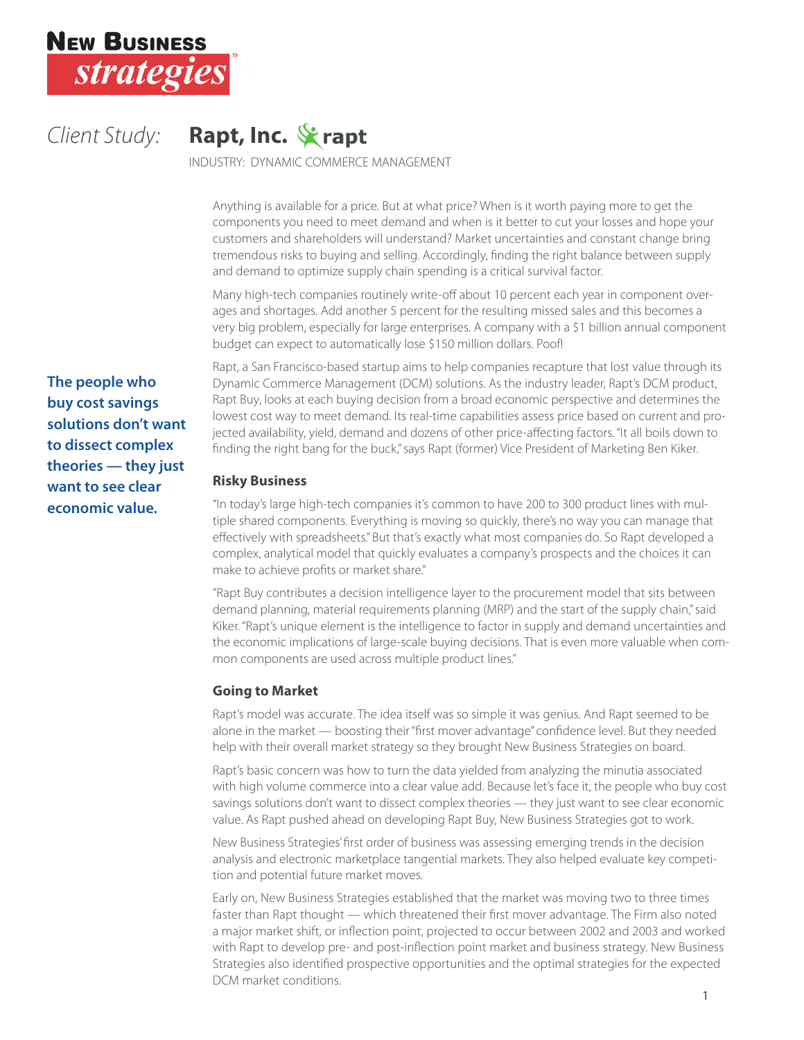# New Business strategies™

*Client Study:* **Rapt, Inc.** rapt

INDUSTRY: DYNAMIC COMMERCE MANAGEMENT

Anything is available for a price. But at what price? When is it worth paying more to get the components you need to meet demand and when is it better to cut your losses and hope your customers and shareholders will understand? Market uncertainties and constant change bring tremendous risks to buying and selling. Accordingly, finding the right balance between supply and demand to optimize supply chain spending is a critical survival factor.

Many high-tech companies routinely write-off about 10 percent each year in component overages and shortages. Add another 5 percent for the resulting missed sales and this becomes a very big problem, especially for large enterprises. A company with a $1 billion annual component budget can expect to automatically lose $150 million dollars. Poof!

**The people who buy cost savings solutions don't want to dissect complex theories — they just want to see clear economic value.**

Rapt, a San Francisco-based startup aims to help companies recapture that lost value through its Dynamic Commerce Management (DCM) solutions. As the industry leader, Rapt's DCM product, Rapt Buy, looks at each buying decision from a broad economic perspective and determines the lowest cost way to meet demand. Its real-time capabilities assess price based on current and projected availability, yield, demand and dozens of other price-affecting factors. "It all boils down to finding the right bang for the buck," says Rapt (former) Vice President of Marketing Ben Kiker.

### Risky Business

"In today's large high-tech companies it's common to have 200 to 300 product lines with multiple shared components. Everything is moving so quickly, there's no way you can manage that effectively with spreadsheets." But that's exactly what most companies do. So Rapt developed a complex, analytical model that quickly evaluates a company's prospects and the choices it can make to achieve profits or market share."

"Rapt Buy contributes a decision intelligence layer to the procurement model that sits between demand planning, material requirements planning (MRP) and the start of the supply chain," said Kiker. "Rapt's unique element is the intelligence to factor in supply and demand uncertainties and the economic implications of large-scale buying decisions. That is even more valuable when common components are used across multiple product lines."

### Going to Market

Rapt's model was accurate. The idea itself was so simple it was genius. And Rapt seemed to be alone in the market — boosting their "first mover advantage" confidence level. But they needed help with their overall market strategy so they brought New Business Strategies on board.

Rapt's basic concern was how to turn the data yielded from analyzing the minutia associated with high volume commerce into a clear value add. Because let's face it, the people who buy cost savings solutions don't want to dissect complex theories — they just want to see clear economic value. As Rapt pushed ahead on developing Rapt Buy, New Business Strategies got to work.

New Business Strategies' first order of business was assessing emerging trends in the decision analysis and electronic marketplace tangential markets. They also helped evaluate key competition and potential future market moves.

Early on, New Business Strategies established that the market was moving two to three times faster than Rapt thought — which threatened their first mover advantage. The Firm also noted a major market shift, or inflection point, projected to occur between 2002 and 2003 and worked with Rapt to develop pre- and post-inflection point market and business strategy. New Business Strategies also identified prospective opportunities and the optimal strategies for the expected DCM market conditions.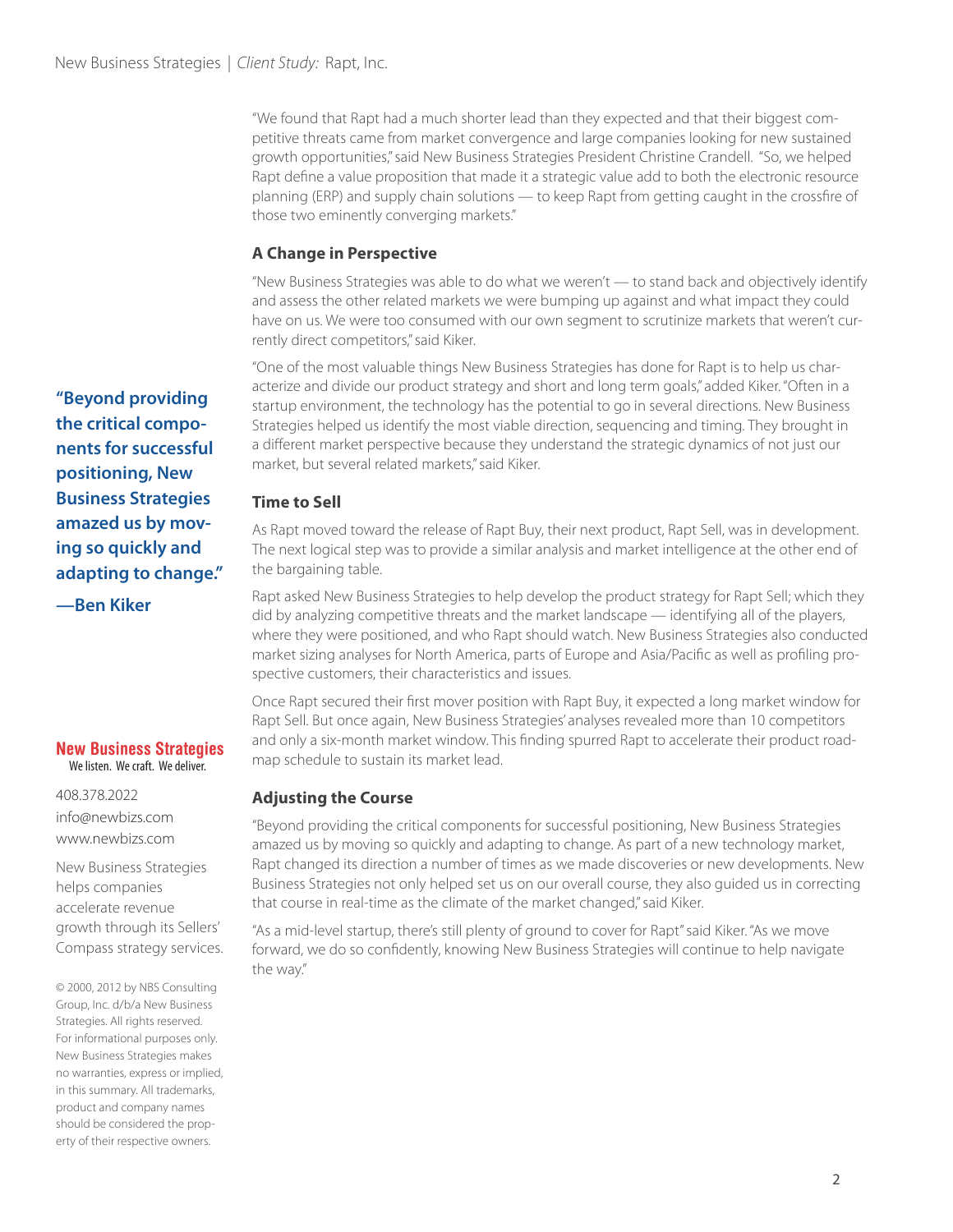"We found that Rapt had a much shorter lead than they expected and that their biggest competitive threats came from market convergence and large companies looking for new sustained growth opportunities," said New Business Strategies President Christine Crandell. "So, we helped Rapt define a value proposition that made it a strategic value add to both the electronic resource planning (ERP) and supply chain solutions — to keep Rapt from getting caught in the crossfire of those two eminently converging markets."

### A Change in Perspective

"New Business Strategies was able to do what we weren't — to stand back and objectively identify and assess the other related markets we were bumping up against and what impact they could have on us. We were too consumed with our own segment to scrutinize markets that weren't currently direct competitors," said Kiker.

"One of the most valuable things New Business Strategies has done for Rapt is to help us characterize and divide our product strategy and short and long term goals," added Kiker. "Often in a startup environment, the technology has the potential to go in several directions. New Business Strategies helped us identify the most viable direction, sequencing and timing. They brought in a different market perspective because they understand the strategic dynamics of not just our market, but several related markets," said Kiker.

**"Beyond providing the critical components for successful positioning, New Business Strategies amazed us by moving so quickly and adapting to change."**

**—Ben Kiker**

### Time to Sell

As Rapt moved toward the release of Rapt Buy, their next product, Rapt Sell, was in development. The next logical step was to provide a similar analysis and market intelligence at the other end of the bargaining table.

Rapt asked New Business Strategies to help develop the product strategy for Rapt Sell; which they did by analyzing competitive threats and the market landscape — identifying all of the players, where they were positioned, and who Rapt should watch. New Business Strategies also conducted market sizing analyses for North America, parts of Europe and Asia/Pacific as well as profiling prospective customers, their characteristics and issues.

Once Rapt secured their first mover position with Rapt Buy, it expected a long market window for Rapt Sell. But once again, New Business Strategies' analyses revealed more than 10 competitors and only a six-month market window. This finding spurred Rapt to accelerate their product roadmap schedule to sustain its market lead.

### Adjusting the Course

"Beyond providing the critical components for successful positioning, New Business Strategies amazed us by moving so quickly and adapting to change. As part of a new technology market, Rapt changed its direction a number of times as we made discoveries or new developments. New Business Strategies not only helped set us on our overall course, they also guided us in correcting that course in real-time as the climate of the market changed," said Kiker.

"As a mid-level startup, there's still plenty of ground to cover for Rapt" said Kiker. "As we move forward, we do so confidently, knowing New Business Strategies will continue to help navigate the way."

**New Business Strategies**
We listen. We craft. We deliver.

408.378.2022
info@newbizs.com
www.newbizs.com

New Business Strategies helps companies accelerate revenue growth through its Sellers' Compass strategy services.

© 2000, 2012 by NBS Consulting Group, Inc. d/b/a New Business Strategies. All rights reserved. For informational purposes only. New Business Strategies makes no warranties, express or implied, in this summary. All trademarks, product and company names should be considered the property of their respective owners.